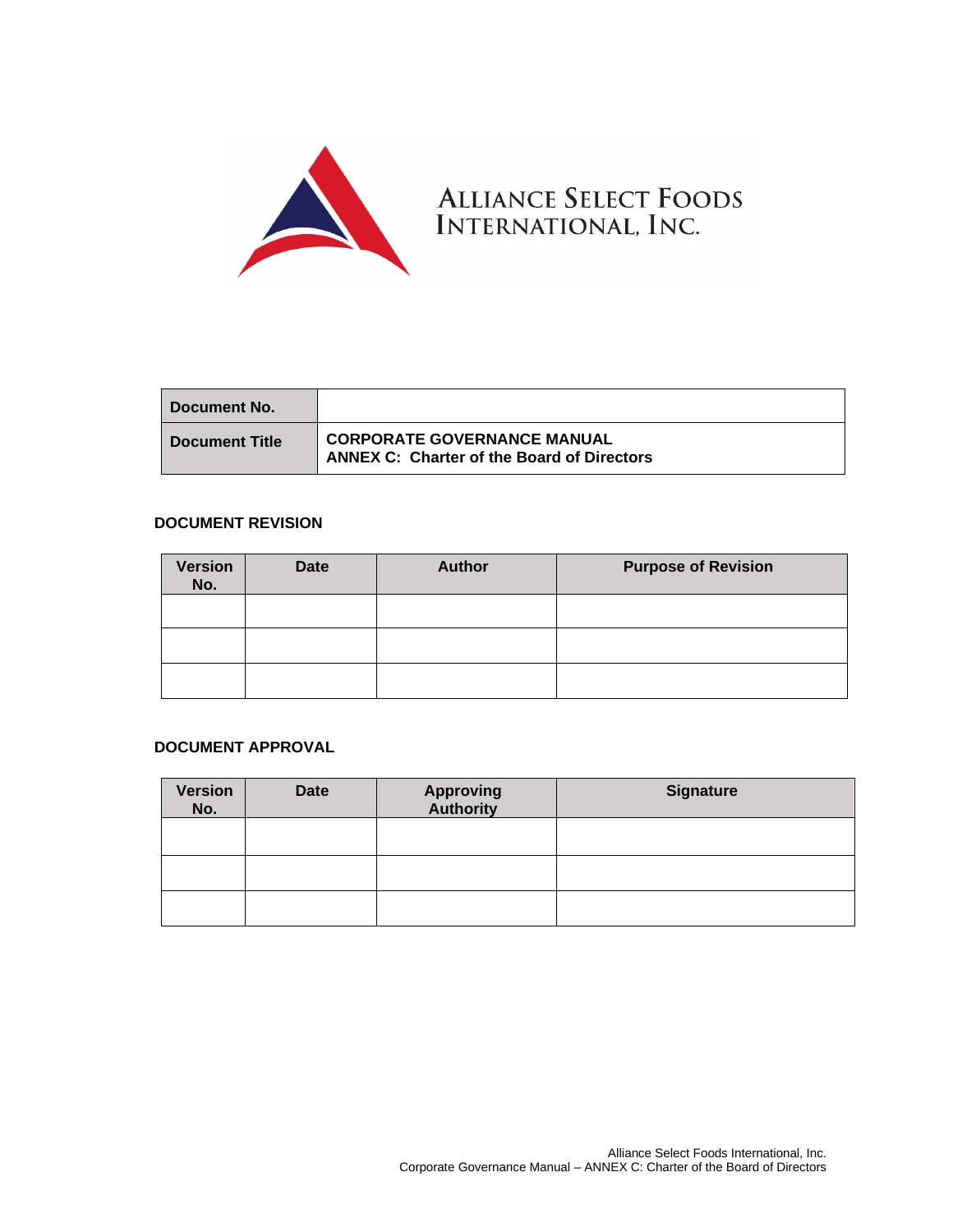# ALLIANCE SELECT FOODS INTERNATIONAL, INC.

| Document No. | |
|---|---|
| Document Title | CORPORATE GOVERNANCE MANUAL<br>ANNEX C: Charter of the Board of Directors |

**DOCUMENT REVISION**

| Version No. | Date | Author | Purpose of Revision |
|---|---|---|---|
| | | | |
| | | | |
| | | | |

**DOCUMENT APPROVAL**

| Version No. | Date | Approving Authority | Signature |
|---|---|---|---|
| | | | |
| | | | |
| | | | |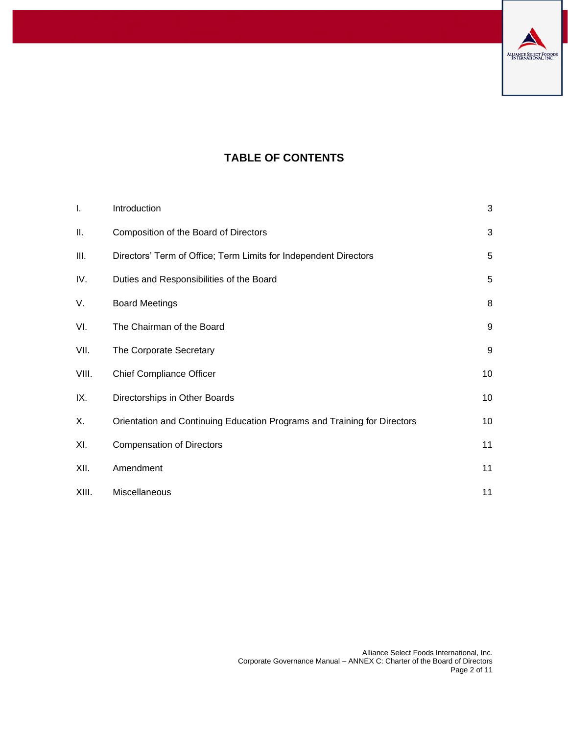# TABLE OF CONTENTS

| | | |
|---|---|---|
| I. | Introduction | 3 |
| II. | Composition of the Board of Directors | 3 |
| III. | Directors' Term of Office; Term Limits for Independent Directors | 5 |
| IV. | Duties and Responsibilities of the Board | 5 |
| V. | Board Meetings | 8 |
| VI. | The Chairman of the Board | 9 |
| VII. | The Corporate Secretary | 9 |
| VIII. | Chief Compliance Officer | 10 |
| IX. | Directorships in Other Boards | 10 |
| X. | Orientation and Continuing Education Programs and Training for Directors | 10 |
| XI. | Compensation of Directors | 11 |
| XII. | Amendment | 11 |
| XIII. | Miscellaneous | 11 |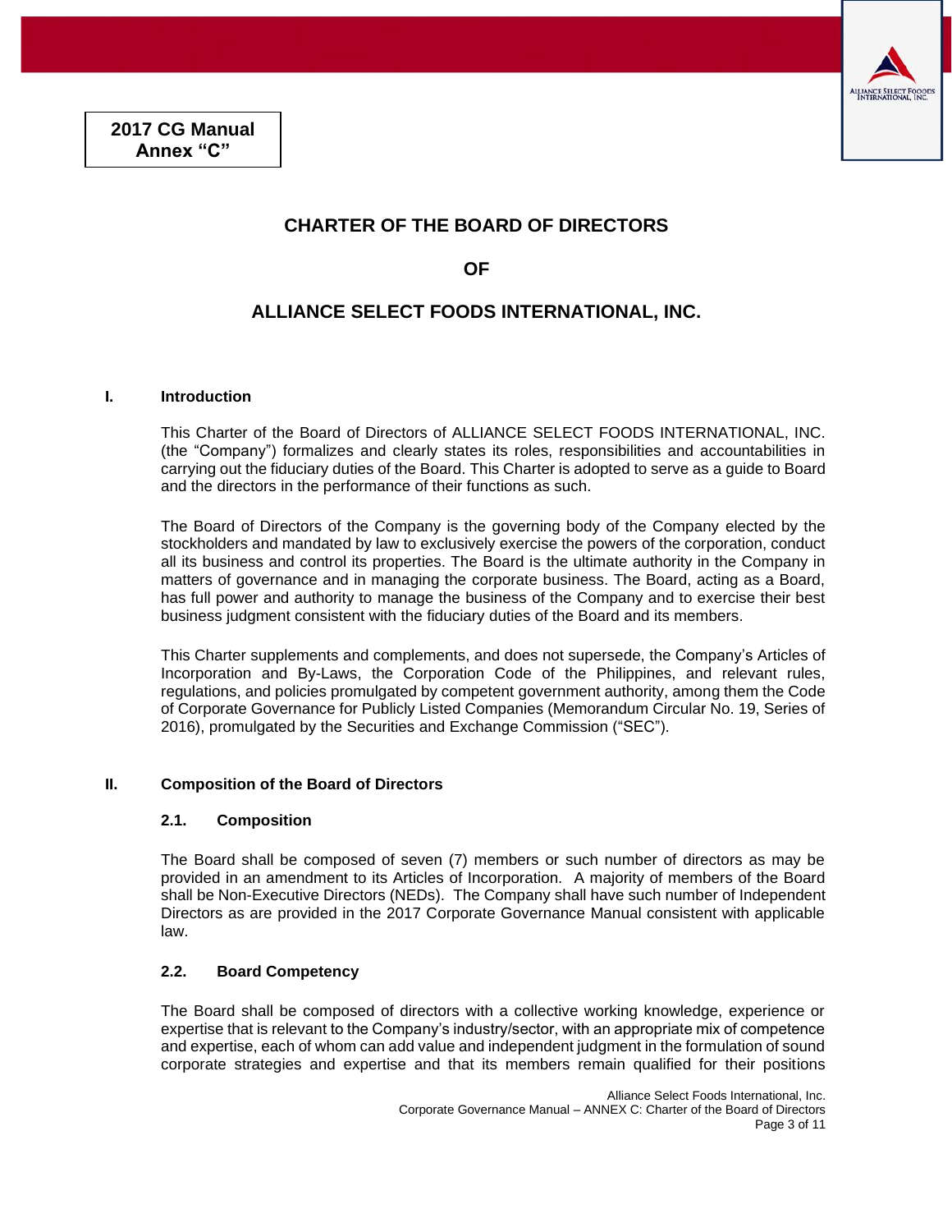**2017 CG Manual Annex "C"**

# CHARTER OF THE BOARD OF DIRECTORS

# OF

# ALLIANCE SELECT FOODS INTERNATIONAL, INC.

## I. Introduction

This Charter of the Board of Directors of ALLIANCE SELECT FOODS INTERNATIONAL, INC. (the "Company") formalizes and clearly states its roles, responsibilities and accountabilities in carrying out the fiduciary duties of the Board. This Charter is adopted to serve as a guide to Board and the directors in the performance of their functions as such.

The Board of Directors of the Company is the governing body of the Company elected by the stockholders and mandated by law to exclusively exercise the powers of the corporation, conduct all its business and control its properties. The Board is the ultimate authority in the Company in matters of governance and in managing the corporate business. The Board, acting as a Board, has full power and authority to manage the business of the Company and to exercise their best business judgment consistent with the fiduciary duties of the Board and its members.

This Charter supplements and complements, and does not supersede, the Company's Articles of Incorporation and By-Laws, the Corporation Code of the Philippines, and relevant rules, regulations, and policies promulgated by competent government authority, among them the Code of Corporate Governance for Publicly Listed Companies (Memorandum Circular No. 19, Series of 2016), promulgated by the Securities and Exchange Commission ("SEC").

## II. Composition of the Board of Directors

### 2.1. Composition

The Board shall be composed of seven (7) members or such number of directors as may be provided in an amendment to its Articles of Incorporation. A majority of members of the Board shall be Non-Executive Directors (NEDs). The Company shall have such number of Independent Directors as are provided in the 2017 Corporate Governance Manual consistent with applicable law.

### 2.2. Board Competency

The Board shall be composed of directors with a collective working knowledge, experience or expertise that is relevant to the Company's industry/sector, with an appropriate mix of competence and expertise, each of whom can add value and independent judgment in the formulation of sound corporate strategies and expertise and that its members remain qualified for their positions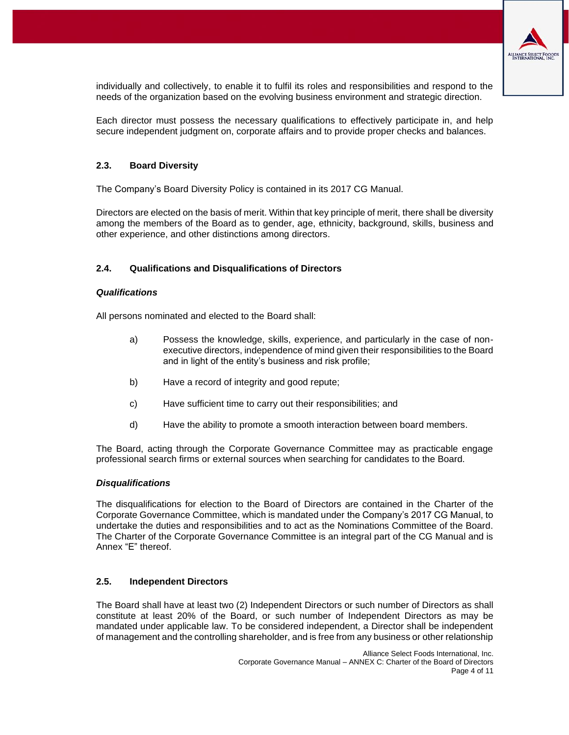individually and collectively, to enable it to fulfil its roles and responsibilities and respond to the needs of the organization based on the evolving business environment and strategic direction.

Each director must possess the necessary qualifications to effectively participate in, and help secure independent judgment on, corporate affairs and to provide proper checks and balances.

### 2.3. Board Diversity

The Company's Board Diversity Policy is contained in its 2017 CG Manual.

Directors are elected on the basis of merit. Within that key principle of merit, there shall be diversity among the members of the Board as to gender, age, ethnicity, background, skills, business and other experience, and other distinctions among directors.

### 2.4. Qualifications and Disqualifications of Directors

***Qualifications***

All persons nominated and elected to the Board shall:

a) Possess the knowledge, skills, experience, and particularly in the case of non-executive directors, independence of mind given their responsibilities to the Board and in light of the entity's business and risk profile;

b) Have a record of integrity and good repute;

c) Have sufficient time to carry out their responsibilities; and

d) Have the ability to promote a smooth interaction between board members.

The Board, acting through the Corporate Governance Committee may as practicable engage professional search firms or external sources when searching for candidates to the Board.

***Disqualifications***

The disqualifications for election to the Board of Directors are contained in the Charter of the Corporate Governance Committee, which is mandated under the Company's 2017 CG Manual, to undertake the duties and responsibilities and to act as the Nominations Committee of the Board. The Charter of the Corporate Governance Committee is an integral part of the CG Manual and is Annex "E" thereof.

### 2.5. Independent Directors

The Board shall have at least two (2) Independent Directors or such number of Directors as shall constitute at least 20% of the Board, or such number of Independent Directors as may be mandated under applicable law. To be considered independent, a Director shall be independent of management and the controlling shareholder, and is free from any business or other relationship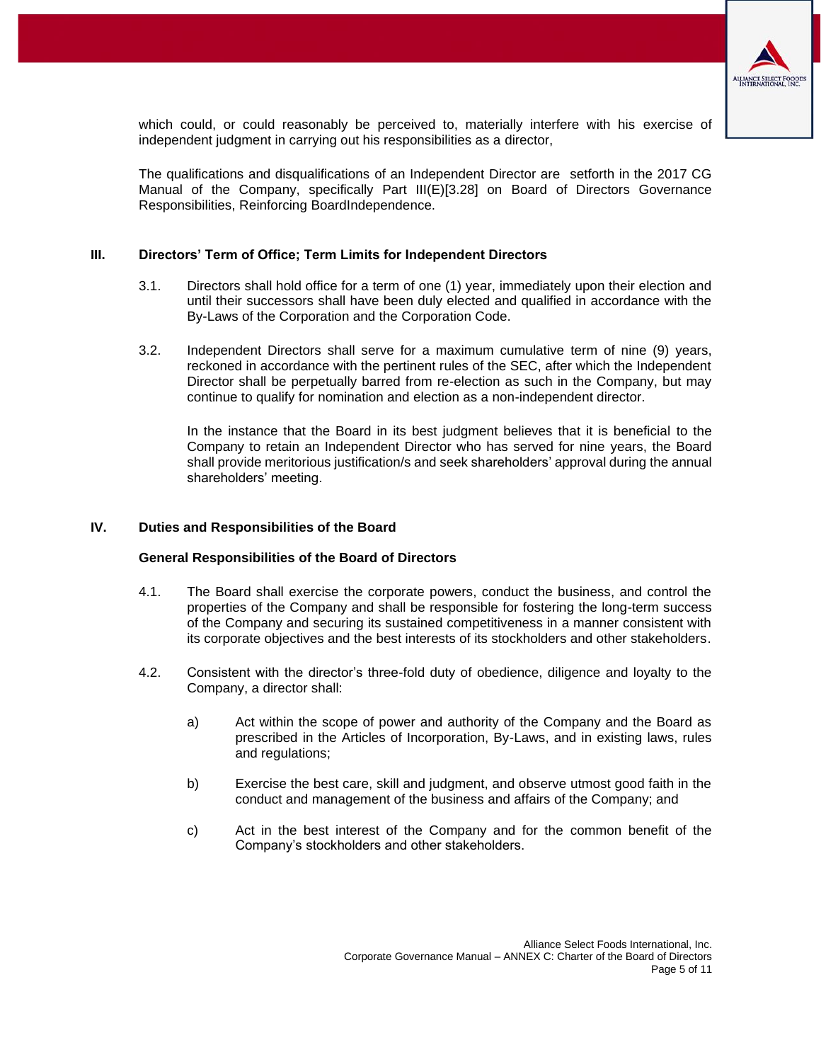which could, or could reasonably be perceived to, materially interfere with his exercise of independent judgment in carrying out his responsibilities as a director,

The qualifications and disqualifications of an Independent Director are setforth in the 2017 CG Manual of the Company, specifically Part III(E)[3.28] on Board of Directors Governance Responsibilities, Reinforcing BoardIndependence.

## III. Directors' Term of Office; Term Limits for Independent Directors

3.1. Directors shall hold office for a term of one (1) year, immediately upon their election and until their successors shall have been duly elected and qualified in accordance with the By-Laws of the Corporation and the Corporation Code.

3.2. Independent Directors shall serve for a maximum cumulative term of nine (9) years, reckoned in accordance with the pertinent rules of the SEC, after which the Independent Director shall be perpetually barred from re-election as such in the Company, but may continue to qualify for nomination and election as a non-independent director.

In the instance that the Board in its best judgment believes that it is beneficial to the Company to retain an Independent Director who has served for nine years, the Board shall provide meritorious justification/s and seek shareholders' approval during the annual shareholders' meeting.

## IV. Duties and Responsibilities of the Board

### General Responsibilities of the Board of Directors

4.1. The Board shall exercise the corporate powers, conduct the business, and control the properties of the Company and shall be responsible for fostering the long-term success of the Company and securing its sustained competitiveness in a manner consistent with its corporate objectives and the best interests of its stockholders and other stakeholders.

4.2. Consistent with the director's three-fold duty of obedience, diligence and loyalty to the Company, a director shall:

a) Act within the scope of power and authority of the Company and the Board as prescribed in the Articles of Incorporation, By-Laws, and in existing laws, rules and regulations;

b) Exercise the best care, skill and judgment, and observe utmost good faith in the conduct and management of the business and affairs of the Company; and

c) Act in the best interest of the Company and for the common benefit of the Company's stockholders and other stakeholders.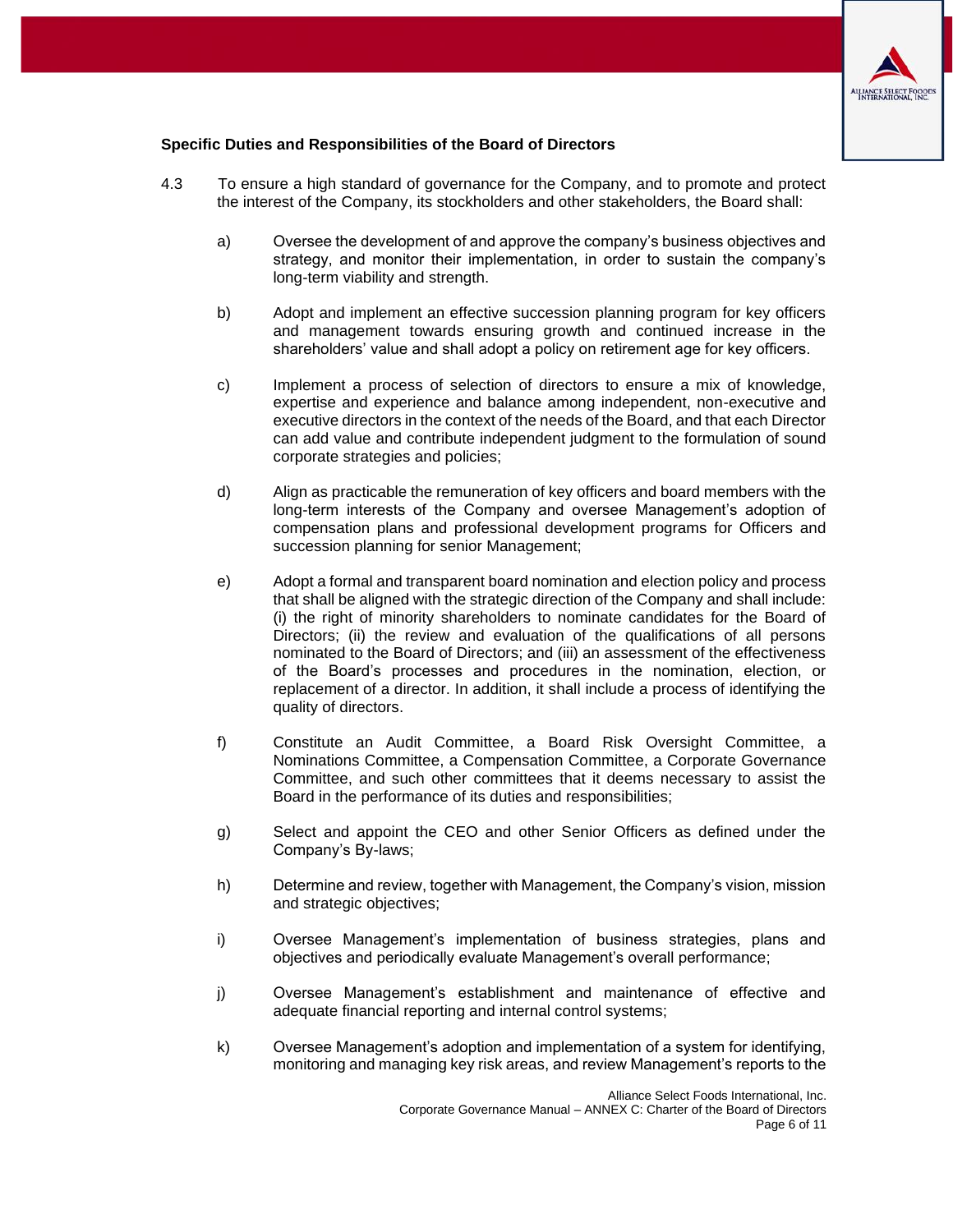**Specific Duties and Responsibilities of the Board of Directors**

4.3 To ensure a high standard of governance for the Company, and to promote and protect the interest of the Company, its stockholders and other stakeholders, the Board shall:

a) Oversee the development of and approve the company's business objectives and strategy, and monitor their implementation, in order to sustain the company's long-term viability and strength.

b) Adopt and implement an effective succession planning program for key officers and management towards ensuring growth and continued increase in the shareholders' value and shall adopt a policy on retirement age for key officers.

c) Implement a process of selection of directors to ensure a mix of knowledge, expertise and experience and balance among independent, non-executive and executive directors in the context of the needs of the Board, and that each Director can add value and contribute independent judgment to the formulation of sound corporate strategies and policies;

d) Align as practicable the remuneration of key officers and board members with the long-term interests of the Company and oversee Management's adoption of compensation plans and professional development programs for Officers and succession planning for senior Management;

e) Adopt a formal and transparent board nomination and election policy and process that shall be aligned with the strategic direction of the Company and shall include: (i) the right of minority shareholders to nominate candidates for the Board of Directors; (ii) the review and evaluation of the qualifications of all persons nominated to the Board of Directors; and (iii) an assessment of the effectiveness of the Board's processes and procedures in the nomination, election, or replacement of a director. In addition, it shall include a process of identifying the quality of directors.

f) Constitute an Audit Committee, a Board Risk Oversight Committee, a Nominations Committee, a Compensation Committee, a Corporate Governance Committee, and such other committees that it deems necessary to assist the Board in the performance of its duties and responsibilities;

g) Select and appoint the CEO and other Senior Officers as defined under the Company's By-laws;

h) Determine and review, together with Management, the Company's vision, mission and strategic objectives;

i) Oversee Management's implementation of business strategies, plans and objectives and periodically evaluate Management's overall performance;

j) Oversee Management's establishment and maintenance of effective and adequate financial reporting and internal control systems;

k) Oversee Management's adoption and implementation of a system for identifying, monitoring and managing key risk areas, and review Management's reports to the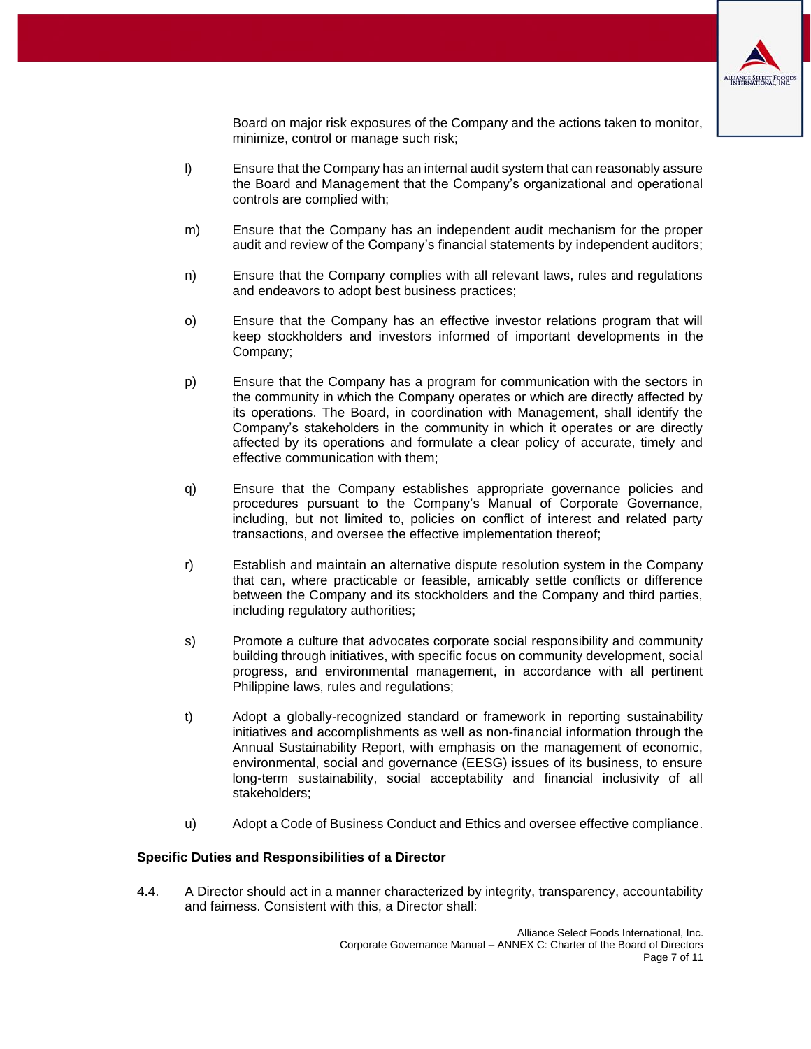Board on major risk exposures of the Company and the actions taken to monitor, minimize, control or manage such risk;

l) Ensure that the Company has an internal audit system that can reasonably assure the Board and Management that the Company's organizational and operational controls are complied with;

m) Ensure that the Company has an independent audit mechanism for the proper audit and review of the Company's financial statements by independent auditors;

n) Ensure that the Company complies with all relevant laws, rules and regulations and endeavors to adopt best business practices;

o) Ensure that the Company has an effective investor relations program that will keep stockholders and investors informed of important developments in the Company;

p) Ensure that the Company has a program for communication with the sectors in the community in which the Company operates or which are directly affected by its operations. The Board, in coordination with Management, shall identify the Company's stakeholders in the community in which it operates or are directly affected by its operations and formulate a clear policy of accurate, timely and effective communication with them;

q) Ensure that the Company establishes appropriate governance policies and procedures pursuant to the Company's Manual of Corporate Governance, including, but not limited to, policies on conflict of interest and related party transactions, and oversee the effective implementation thereof;

r) Establish and maintain an alternative dispute resolution system in the Company that can, where practicable or feasible, amicably settle conflicts or difference between the Company and its stockholders and the Company and third parties, including regulatory authorities;

s) Promote a culture that advocates corporate social responsibility and community building through initiatives, with specific focus on community development, social progress, and environmental management, in accordance with all pertinent Philippine laws, rules and regulations;

t) Adopt a globally-recognized standard or framework in reporting sustainability initiatives and accomplishments as well as non-financial information through the Annual Sustainability Report, with emphasis on the management of economic, environmental, social and governance (EESG) issues of its business, to ensure long-term sustainability, social acceptability and financial inclusivity of all stakeholders;

u) Adopt a Code of Business Conduct and Ethics and oversee effective compliance.

**Specific Duties and Responsibilities of a Director**

4.4. A Director should act in a manner characterized by integrity, transparency, accountability and fairness. Consistent with this, a Director shall: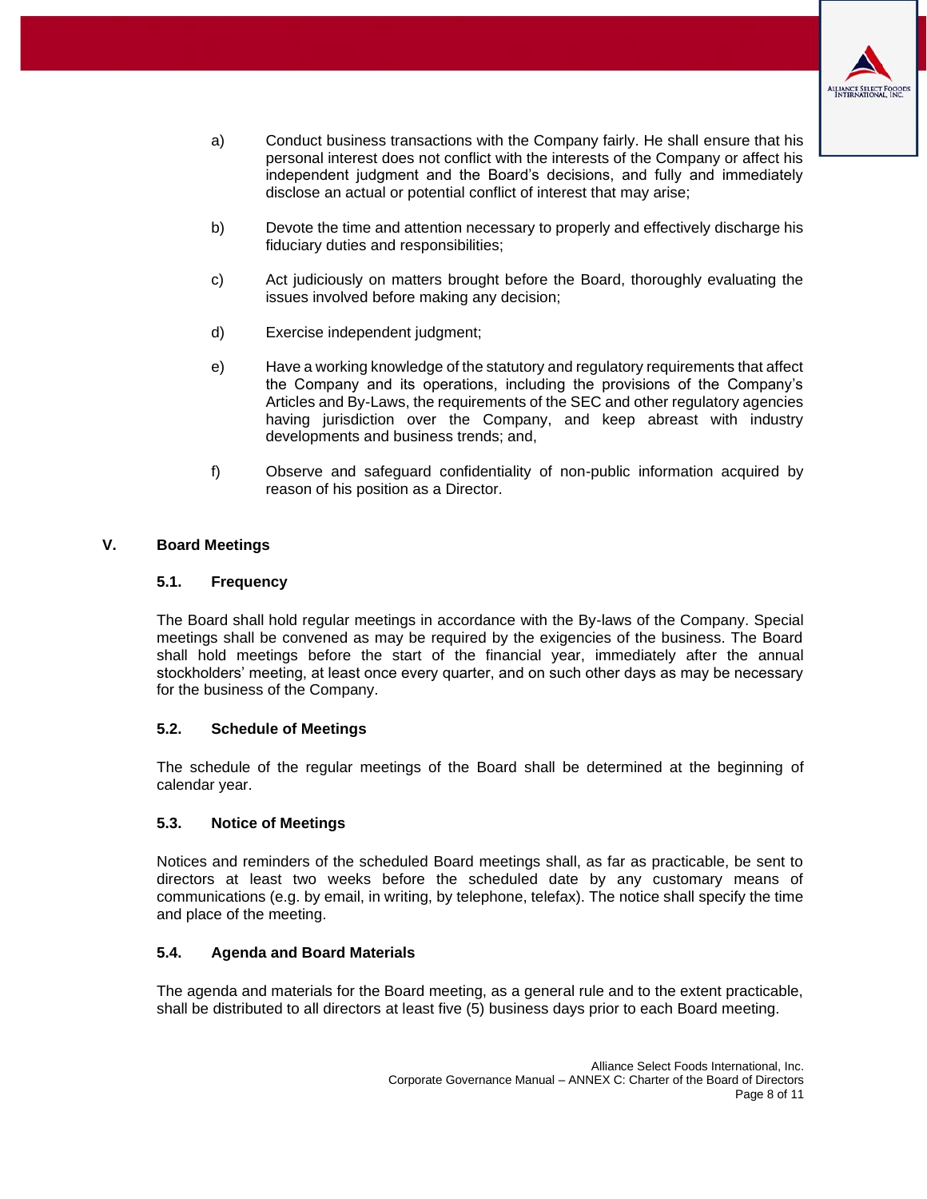a) Conduct business transactions with the Company fairly. He shall ensure that his personal interest does not conflict with the interests of the Company or affect his independent judgment and the Board's decisions, and fully and immediately disclose an actual or potential conflict of interest that may arise;

b) Devote the time and attention necessary to properly and effectively discharge his fiduciary duties and responsibilities;

c) Act judiciously on matters brought before the Board, thoroughly evaluating the issues involved before making any decision;

d) Exercise independent judgment;

e) Have a working knowledge of the statutory and regulatory requirements that affect the Company and its operations, including the provisions of the Company's Articles and By-Laws, the requirements of the SEC and other regulatory agencies having jurisdiction over the Company, and keep abreast with industry developments and business trends; and,

f) Observe and safeguard confidentiality of non-public information acquired by reason of his position as a Director.

## V. Board Meetings

### 5.1. Frequency

The Board shall hold regular meetings in accordance with the By-laws of the Company. Special meetings shall be convened as may be required by the exigencies of the business. The Board shall hold meetings before the start of the financial year, immediately after the annual stockholders' meeting, at least once every quarter, and on such other days as may be necessary for the business of the Company.

### 5.2. Schedule of Meetings

The schedule of the regular meetings of the Board shall be determined at the beginning of calendar year.

### 5.3. Notice of Meetings

Notices and reminders of the scheduled Board meetings shall, as far as practicable, be sent to directors at least two weeks before the scheduled date by any customary means of communications (e.g. by email, in writing, by telephone, telefax). The notice shall specify the time and place of the meeting.

### 5.4. Agenda and Board Materials

The agenda and materials for the Board meeting, as a general rule and to the extent practicable, shall be distributed to all directors at least five (5) business days prior to each Board meeting.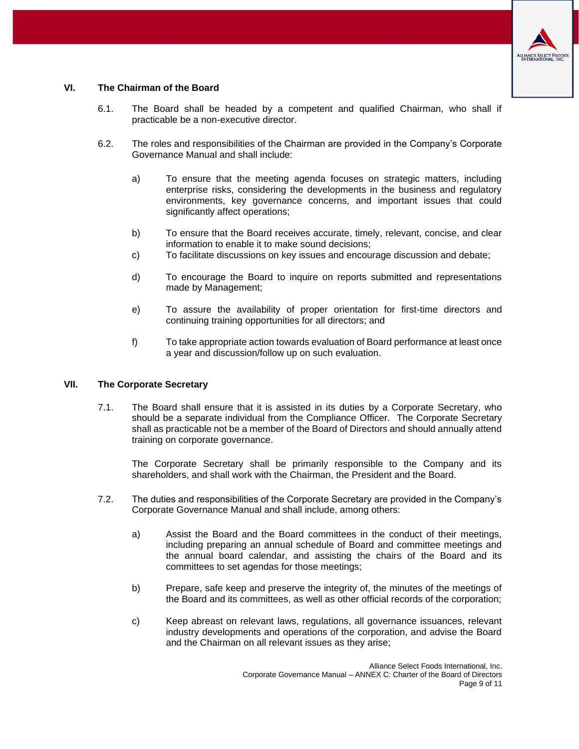## VI. The Chairman of the Board

6.1. The Board shall be headed by a competent and qualified Chairman, who shall if practicable be a non-executive director.

6.2. The roles and responsibilities of the Chairman are provided in the Company's Corporate Governance Manual and shall include:

a) To ensure that the meeting agenda focuses on strategic matters, including enterprise risks, considering the developments in the business and regulatory environments, key governance concerns, and important issues that could significantly affect operations;

b) To ensure that the Board receives accurate, timely, relevant, concise, and clear information to enable it to make sound decisions;

c) To facilitate discussions on key issues and encourage discussion and debate;

d) To encourage the Board to inquire on reports submitted and representations made by Management;

e) To assure the availability of proper orientation for first-time directors and continuing training opportunities for all directors; and

f) To take appropriate action towards evaluation of Board performance at least once a year and discussion/follow up on such evaluation.

## VII. The Corporate Secretary

7.1. The Board shall ensure that it is assisted in its duties by a Corporate Secretary, who should be a separate individual from the Compliance Officer. The Corporate Secretary shall as practicable not be a member of the Board of Directors and should annually attend training on corporate governance.

The Corporate Secretary shall be primarily responsible to the Company and its shareholders, and shall work with the Chairman, the President and the Board.

7.2. The duties and responsibilities of the Corporate Secretary are provided in the Company's Corporate Governance Manual and shall include, among others:

a) Assist the Board and the Board committees in the conduct of their meetings, including preparing an annual schedule of Board and committee meetings and the annual board calendar, and assisting the chairs of the Board and its committees to set agendas for those meetings;

b) Prepare, safe keep and preserve the integrity of, the minutes of the meetings of the Board and its committees, as well as other official records of the corporation;

c) Keep abreast on relevant laws, regulations, all governance issuances, relevant industry developments and operations of the corporation, and advise the Board and the Chairman on all relevant issues as they arise;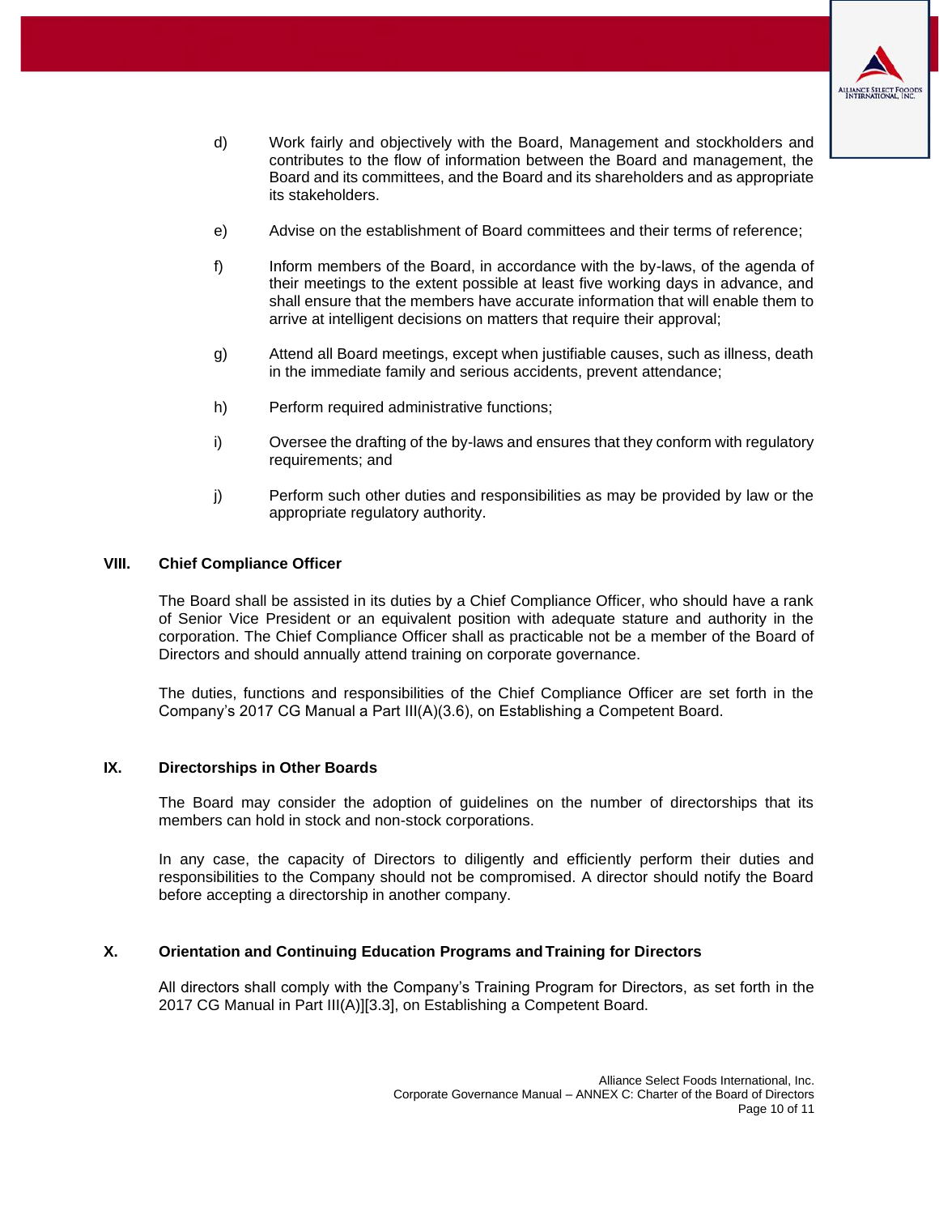d) Work fairly and objectively with the Board, Management and stockholders and contributes to the flow of information between the Board and management, the Board and its committees, and the Board and its shareholders and as appropriate its stakeholders.

e) Advise on the establishment of Board committees and their terms of reference;

f) Inform members of the Board, in accordance with the by-laws, of the agenda of their meetings to the extent possible at least five working days in advance, and shall ensure that the members have accurate information that will enable them to arrive at intelligent decisions on matters that require their approval;

g) Attend all Board meetings, except when justifiable causes, such as illness, death in the immediate family and serious accidents, prevent attendance;

h) Perform required administrative functions;

i) Oversee the drafting of the by-laws and ensures that they conform with regulatory requirements; and

j) Perform such other duties and responsibilities as may be provided by law or the appropriate regulatory authority.

## VIII. Chief Compliance Officer

The Board shall be assisted in its duties by a Chief Compliance Officer, who should have a rank of Senior Vice President or an equivalent position with adequate stature and authority in the corporation. The Chief Compliance Officer shall as practicable not be a member of the Board of Directors and should annually attend training on corporate governance.

The duties, functions and responsibilities of the Chief Compliance Officer are set forth in the Company's 2017 CG Manual a Part III(A)(3.6), on Establishing a Competent Board.

## IX. Directorships in Other Boards

The Board may consider the adoption of guidelines on the number of directorships that its members can hold in stock and non-stock corporations.

In any case, the capacity of Directors to diligently and efficiently perform their duties and responsibilities to the Company should not be compromised. A director should notify the Board before accepting a directorship in another company.

## X. Orientation and Continuing Education Programs and Training for Directors

All directors shall comply with the Company's Training Program for Directors, as set forth in the 2017 CG Manual in Part III(A)][3.3], on Establishing a Competent Board.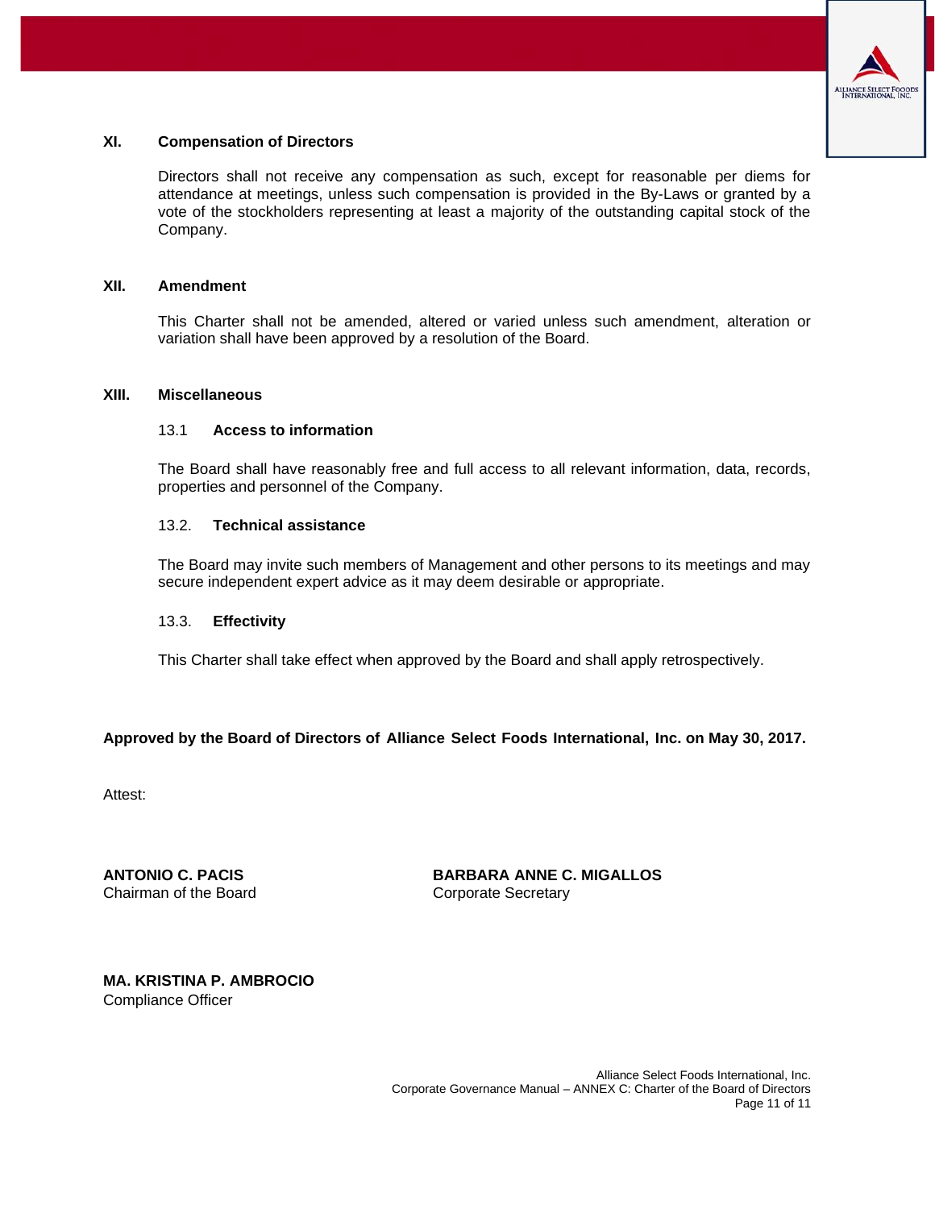## XI. Compensation of Directors

Directors shall not receive any compensation as such, except for reasonable per diems for attendance at meetings, unless such compensation is provided in the By-Laws or granted by a vote of the stockholders representing at least a majority of the outstanding capital stock of the Company.

## XII. Amendment

This Charter shall not be amended, altered or varied unless such amendment, alteration or variation shall have been approved by a resolution of the Board.

## XIII. Miscellaneous

### 13.1 Access to information

The Board shall have reasonably free and full access to all relevant information, data, records, properties and personnel of the Company.

### 13.2. Technical assistance

The Board may invite such members of Management and other persons to its meetings and may secure independent expert advice as it may deem desirable or appropriate.

### 13.3. Effectivity

This Charter shall take effect when approved by the Board and shall apply retrospectively.

**Approved by the Board of Directors of Alliance Select Foods International, Inc. on May 30, 2017.**

Attest:

**ANTONIO C. PACIS**
Chairman of the Board

**BARBARA ANNE C. MIGALLOS**
Corporate Secretary

**MA. KRISTINA P. AMBROCIO**
Compliance Officer